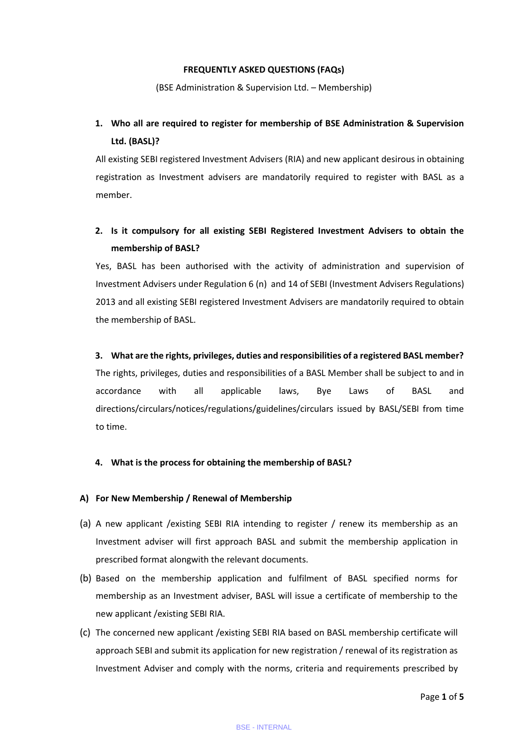**FREQUENTLY ASKED QUESTIONS (FAQs)**

(BSE Administration & Supervision Ltd. – Membership)

1. **Who all are required to register for membership of BSE Administration & Supervision Ltd. (BASL)?**

   All existing SEBI registered Investment Advisers (RIA) and new applicant desirous in obtaining registration as Investment advisers are mandatorily required to register with BASL as a member.

2. **Is it compulsory for all existing SEBI Registered Investment Advisers to obtain the membership of BASL?**

   Yes, BASL has been authorised with the activity of administration and supervision of Investment Advisers under Regulation 6 (n) and 14 of SEBI (Investment Advisers Regulations) 2013 and all existing SEBI registered Investment Advisers are mandatorily required to obtain the membership of BASL.

3. **What are the rights, privileges, duties and responsibilities of a registered BASL member?**

   The rights, privileges, duties and responsibilities of a BASL Member shall be subject to and in accordance with all applicable laws, Bye Laws of BASL and directions/circulars/notices/regulations/guidelines/circulars issued by BASL/SEBI from time to time.

4. **What is the process for obtaining the membership of BASL?**

**A) For New Membership / Renewal of Membership**

(a) A new applicant /existing SEBI RIA intending to register / renew its membership as an Investment adviser will first approach BASL and submit the membership application in prescribed format alongwith the relevant documents.

(b) Based on the membership application and fulfilment of BASL specified norms for membership as an Investment adviser, BASL will issue a certificate of membership to the new applicant /existing SEBI RIA.

(c) The concerned new applicant /existing SEBI RIA based on BASL membership certificate will approach SEBI and submit its application for new registration / renewal of its registration as Investment Adviser and comply with the norms, criteria and requirements prescribed by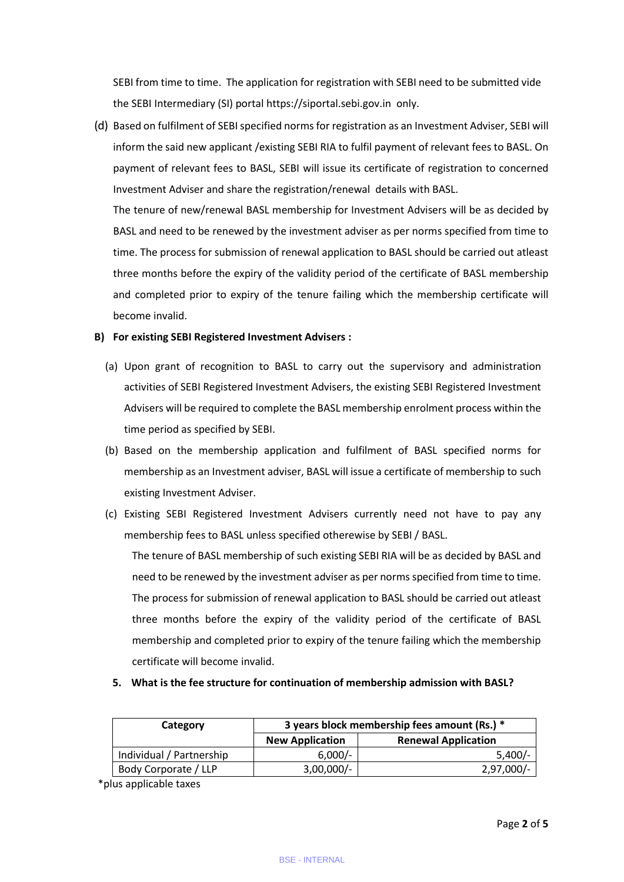SEBI from time to time. The application for registration with SEBI need to be submitted vide the SEBI Intermediary (SI) portal https://siportal.sebi.gov.in only.

(d) Based on fulfilment of SEBI specified norms for registration as an Investment Adviser, SEBI will inform the said new applicant /existing SEBI RIA to fulfil payment of relevant fees to BASL. On payment of relevant fees to BASL, SEBI will issue its certificate of registration to concerned Investment Adviser and share the registration/renewal details with BASL.

The tenure of new/renewal BASL membership for Investment Advisers will be as decided by BASL and need to be renewed by the investment adviser as per norms specified from time to time. The process for submission of renewal application to BASL should be carried out atleast three months before the expiry of the validity period of the certificate of BASL membership and completed prior to expiry of the tenure failing which the membership certificate will become invalid.

**B) For existing SEBI Registered Investment Advisers :**

(a) Upon grant of recognition to BASL to carry out the supervisory and administration activities of SEBI Registered Investment Advisers, the existing SEBI Registered Investment Advisers will be required to complete the BASL membership enrolment process within the time period as specified by SEBI.

(b) Based on the membership application and fulfilment of BASL specified norms for membership as an Investment adviser, BASL will issue a certificate of membership to such existing Investment Adviser.

(c) Existing SEBI Registered Investment Advisers currently need not have to pay any membership fees to BASL unless specified otherewise by SEBI / BASL.

The tenure of BASL membership of such existing SEBI RIA will be as decided by BASL and need to be renewed by the investment adviser as per norms specified from time to time. The process for submission of renewal application to BASL should be carried out atleast three months before the expiry of the validity period of the certificate of BASL membership and completed prior to expiry of the tenure failing which the membership certificate will become invalid.

**5. What is the fee structure for continuation of membership admission with BASL?**

| Category | 3 years block membership fees amount (Rs.) * | |
|---|---|---|
| | New Application | Renewal Application |
| Individual / Partnership | 6,000/- | 5,400/- |
| Body Corporate / LLP | 3,00,000/- | 2,97,000/- |

*plus applicable taxes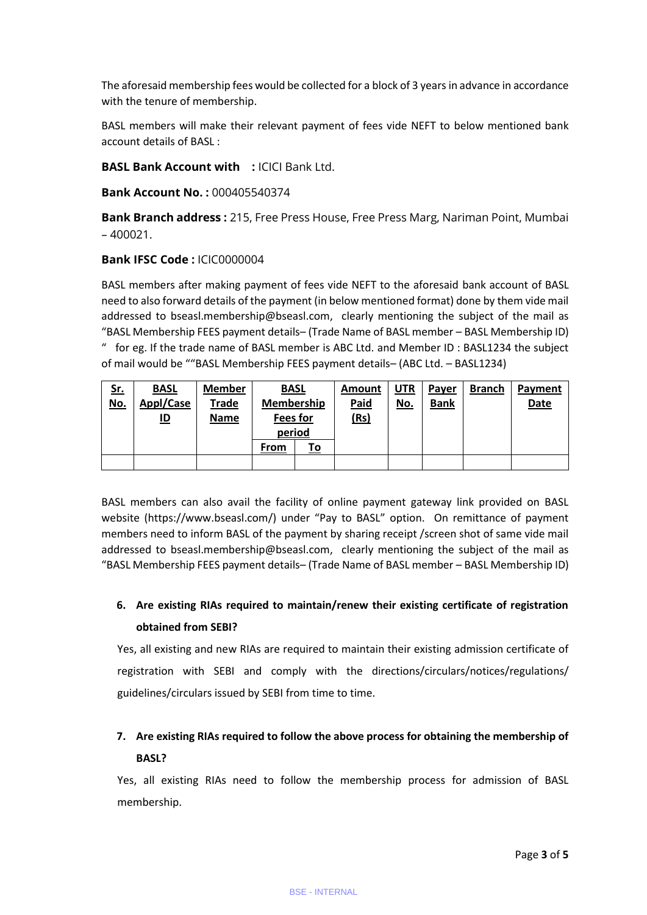The aforesaid membership fees would be collected for a block of 3 years in advance in accordance with the tenure of membership.

BASL members will make their relevant payment of fees vide NEFT to below mentioned bank account details of BASL :

**BASL Bank Account with : ** ICICI Bank Ltd.

**Bank Account No. :** 000405540374

**Bank Branch address :** 215, Free Press House, Free Press Marg, Nariman Point, Mumbai – 400021.

**Bank IFSC Code :** ICIC0000004

BASL members after making payment of fees vide NEFT to the aforesaid bank account of BASL need to also forward details of the payment (in below mentioned format) done by them vide mail addressed to bseasl.membership@bseasl.com, clearly mentioning the subject of the mail as "BASL Membership FEES payment details– (Trade Name of BASL member – BASL Membership ID) " for eg. If the trade name of BASL member is ABC Ltd. and Member ID : BASL1234 the subject of mail would be ""BASL Membership FEES payment details– (ABC Ltd. – BASL1234)

| Sr. No. | BASL Appl/Case ID | Member Trade Name | BASL Membership Fees for period | | Amount Paid (Rs) | UTR No. | Payer Bank | Branch | Payment Date |
|---|---|---|---|---|---|---|---|---|---|
| | | | From | To | | | | | |
| | | | | | | | | | |

BASL members can also avail the facility of online payment gateway link provided on BASL website (https://www.bseasl.com/) under "Pay to BASL" option. On remittance of payment members need to inform BASL of the payment by sharing receipt /screen shot of same vide mail addressed to bseasl.membership@bseasl.com, clearly mentioning the subject of the mail as "BASL Membership FEES payment details– (Trade Name of BASL member – BASL Membership ID)

6. **Are existing RIAs required to maintain/renew their existing certificate of registration obtained from SEBI?**

   Yes, all existing and new RIAs are required to maintain their existing admission certificate of registration with SEBI and comply with the directions/circulars/notices/regulations/ guidelines/circulars issued by SEBI from time to time.

7. **Are existing RIAs required to follow the above process for obtaining the membership of BASL?**

   Yes, all existing RIAs need to follow the membership process for admission of BASL membership.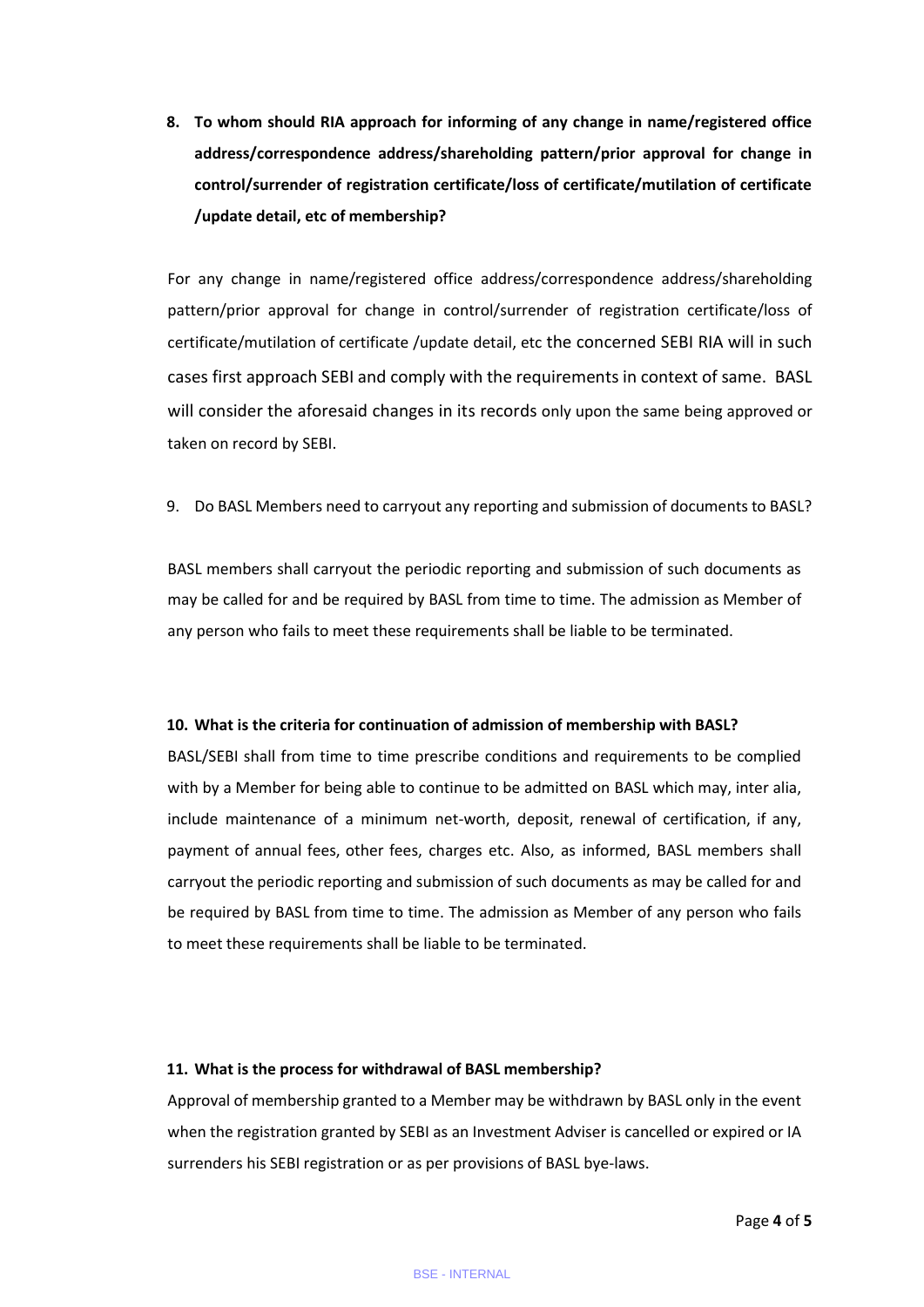**8. To whom should RIA approach for informing of any change in name/registered office address/correspondence address/shareholding pattern/prior approval for change in control/surrender of registration certificate/loss of certificate/mutilation of certificate /update detail, etc of membership?**

For any change in name/registered office address/correspondence address/shareholding pattern/prior approval for change in control/surrender of registration certificate/loss of certificate/mutilation of certificate /update detail, etc the concerned SEBI RIA will in such cases first approach SEBI and comply with the requirements in context of same. BASL will consider the aforesaid changes in its records only upon the same being approved or taken on record by SEBI.

9. Do BASL Members need to carryout any reporting and submission of documents to BASL?

BASL members shall carryout the periodic reporting and submission of such documents as may be called for and be required by BASL from time to time. The admission as Member of any person who fails to meet these requirements shall be liable to be terminated.

**10. What is the criteria for continuation of admission of membership with BASL?**

BASL/SEBI shall from time to time prescribe conditions and requirements to be complied with by a Member for being able to continue to be admitted on BASL which may, inter alia, include maintenance of a minimum net-worth, deposit, renewal of certification, if any, payment of annual fees, other fees, charges etc. Also, as informed, BASL members shall carryout the periodic reporting and submission of such documents as may be called for and be required by BASL from time to time. The admission as Member of any person who fails to meet these requirements shall be liable to be terminated.

**11. What is the process for withdrawal of BASL membership?**

Approval of membership granted to a Member may be withdrawn by BASL only in the event when the registration granted by SEBI as an Investment Adviser is cancelled or expired or IA surrenders his SEBI registration or as per provisions of BASL bye-laws.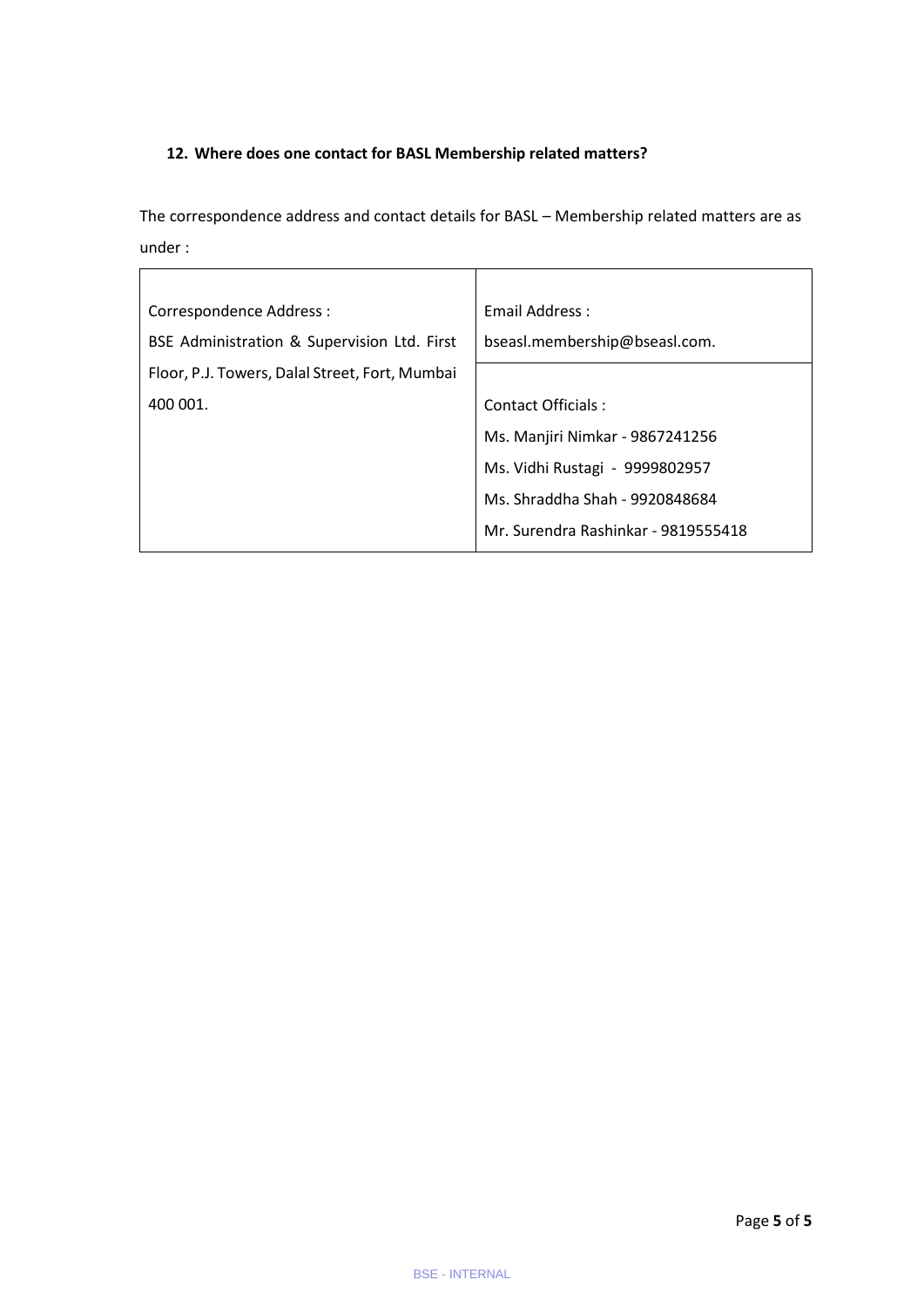**12. Where does one contact for BASL Membership related matters?**

The correspondence address and contact details for BASL – Membership related matters are as under :

| | |
|---|---|
| Correspondence Address :<br>BSE Administration & Supervision Ltd. First Floor, P.J. Towers, Dalal Street, Fort, Mumbai 400 001. | Email Address :<br>bseasl.membership@bseasl.com. |
| | Contact Officials :<br>Ms. Manjiri Nimkar - 9867241256<br>Ms. Vidhi Rustagi - 9999802957<br>Ms. Shraddha Shah - 9920848684<br>Mr. Surendra Rashinkar - 9819555418 |

BSE - INTERNAL